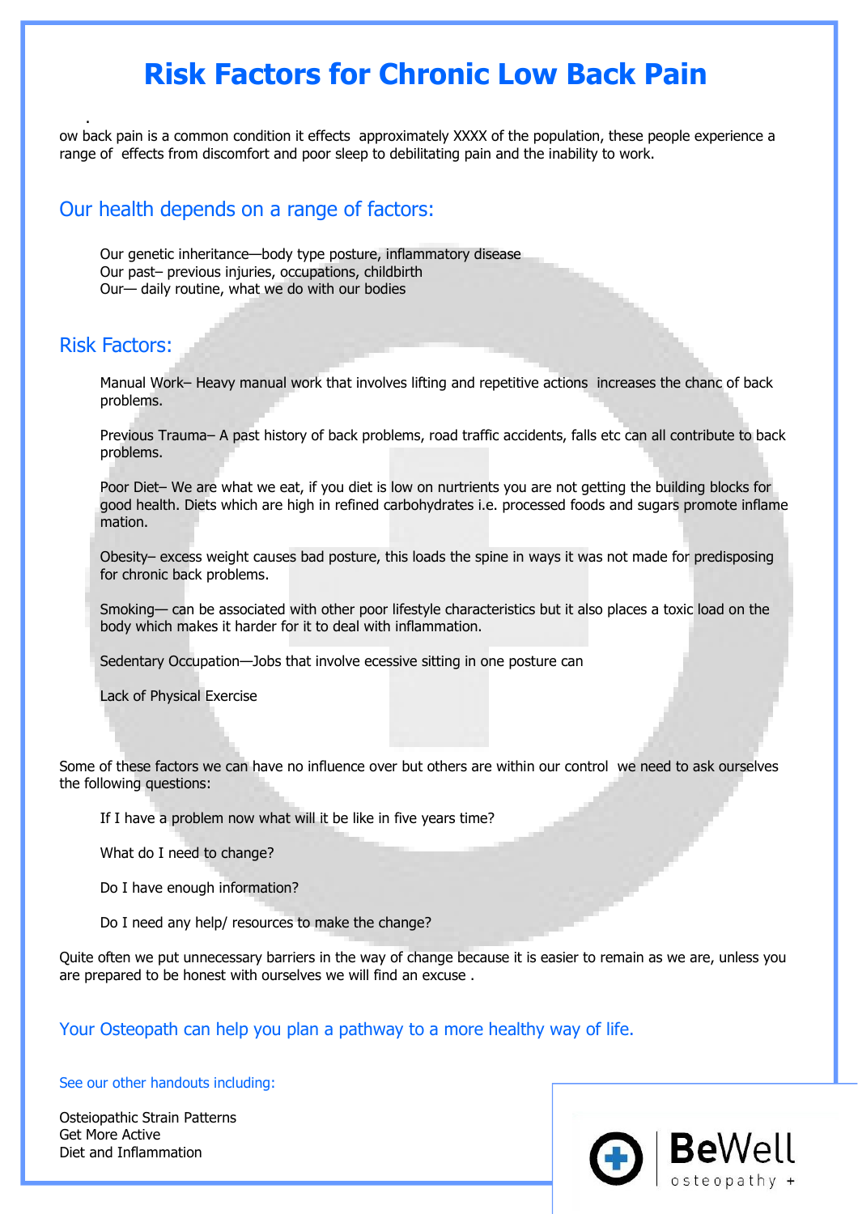# Risk Factors for Chronic Low Back Pain

.
ow back pain is a common condition it effects approximately XXXX of the population, these people experience a range of effects from discomfort and poor sleep to debilitating pain and the inability to work.

## Our health depends on a range of factors:

Our genetic inheritance—body type posture, inflammatory disease
Our past– previous injuries, occupations, childbirth
Our— daily routine, what we do with our bodies

## Risk Factors:

Manual Work– Heavy manual work that involves lifting and repetitive actions increases the chanc of back problems.

Previous Trauma– A past history of back problems, road traffic accidents, falls etc can all contribute to back problems.

Poor Diet– We are what we eat, if you diet is low on nurtrients you are not getting the building blocks for good health. Diets which are high in refined carbohydrates i.e. processed foods and sugars promote inflame mation.

Obesity– excess weight causes bad posture, this loads the spine in ways it was not made for predisposing for chronic back problems.

Smoking— can be associated with other poor lifestyle characteristics but it also places a toxic load on the body which makes it harder for it to deal with inflammation.

Sedentary Occupation—Jobs that involve ecessive sitting in one posture can

Lack of Physical Exercise

Some of these factors we can have no influence over but others are within our control we need to ask ourselves the following questions:

If I have a problem now what will it be like in five years time?

What do I need to change?

Do I have enough information?

Do I need any help/ resources to make the change?

Quite often we put unnecessary barriers in the way of change because it is easier to remain as we are, unless you are prepared to be honest with ourselves we will find an excuse .

## Your Osteopath can help you plan a pathway to a more healthy way of life.

See our other handouts including:

Osteiopathic Strain Patterns
Get More Active
Diet and Inflammation

BeWell osteopathy +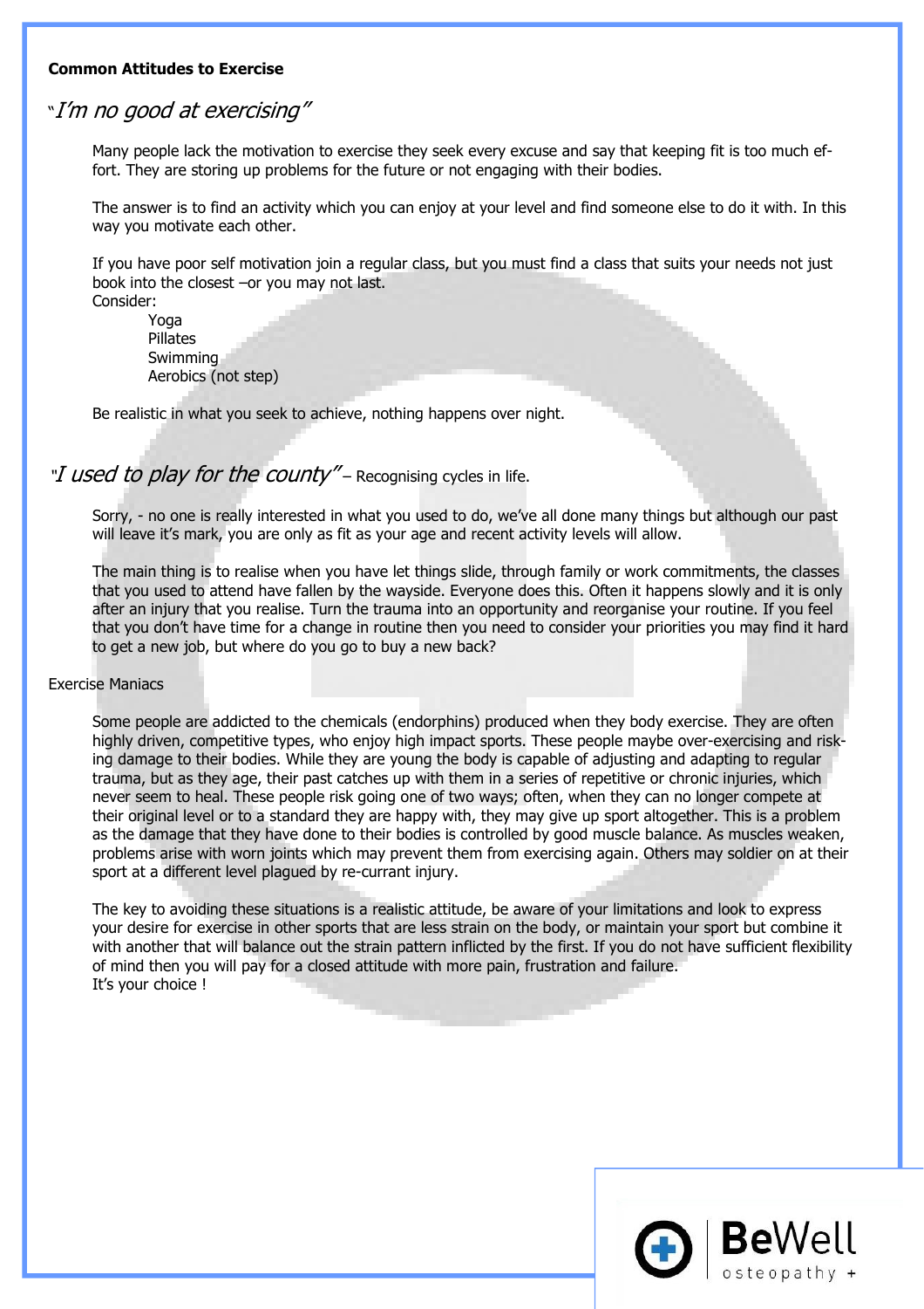**Common Attitudes to Exercise**

## *"I'm no good at exercising"*

Many people lack the motivation to exercise they seek every excuse and say that keeping fit is too much effort. They are storing up problems for the future or not engaging with their bodies.

The answer is to find an activity which you can enjoy at your level and find someone else to do it with. In this way you motivate each other.

If you have poor self motivation join a regular class, but you must find a class that suits your needs not just book into the closest –or you may not last.
Consider:

- Yoga
- Pillates
- Swimming
- Aerobics (not step)

Be realistic in what you seek to achieve, nothing happens over night.

## *"I used to play for the county"* – Recognising cycles in life.

Sorry, - no one is really interested in what you used to do, we've all done many things but although our past will leave it's mark, you are only as fit as your age and recent activity levels will allow.

The main thing is to realise when you have let things slide, through family or work commitments, the classes that you used to attend have fallen by the wayside. Everyone does this. Often it happens slowly and it is only after an injury that you realise. Turn the trauma into an opportunity and reorganise your routine. If you feel that you don't have time for a change in routine then you need to consider your priorities you may find it hard to get a new job, but where do you go to buy a new back?

## Exercise Maniacs

Some people are addicted to the chemicals (endorphins) produced when they body exercise. They are often highly driven, competitive types, who enjoy high impact sports. These people maybe over-exercising and risking damage to their bodies. While they are young the body is capable of adjusting and adapting to regular trauma, but as they age, their past catches up with them in a series of repetitive or chronic injuries, which never seem to heal. These people risk going one of two ways; often, when they can no longer compete at their original level or to a standard they are happy with, they may give up sport altogether. This is a problem as the damage that they have done to their bodies is controlled by good muscle balance. As muscles weaken, problems arise with worn joints which may prevent them from exercising again. Others may soldier on at their sport at a different level plagued by re-currant injury.

The key to avoiding these situations is a realistic attitude, be aware of your limitations and look to express your desire for exercise in other sports that are less strain on the body, or maintain your sport but combine it with another that will balance out the strain pattern inflicted by the first. If you do not have sufficient flexibility of mind then you will pay for a closed attitude with more pain, frustration and failure.
It's your choice !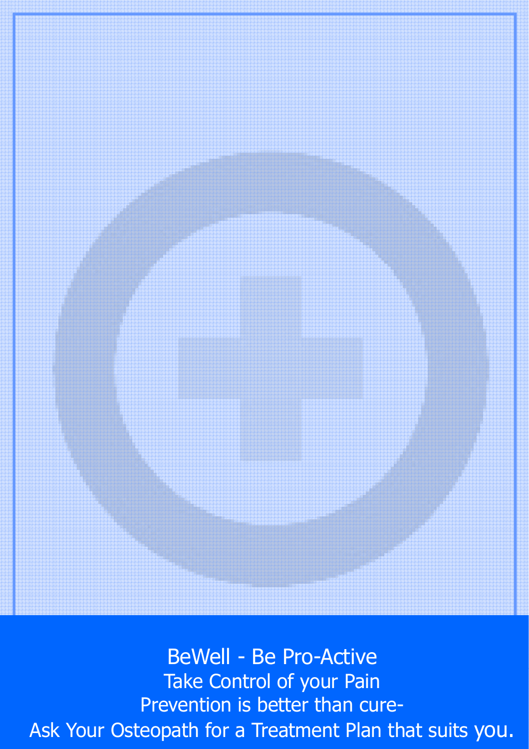BeWell - Be Pro-Active

Take Control of your Pain

Prevention is better than cure-

Ask Your Osteopath for a Treatment Plan that suits you.